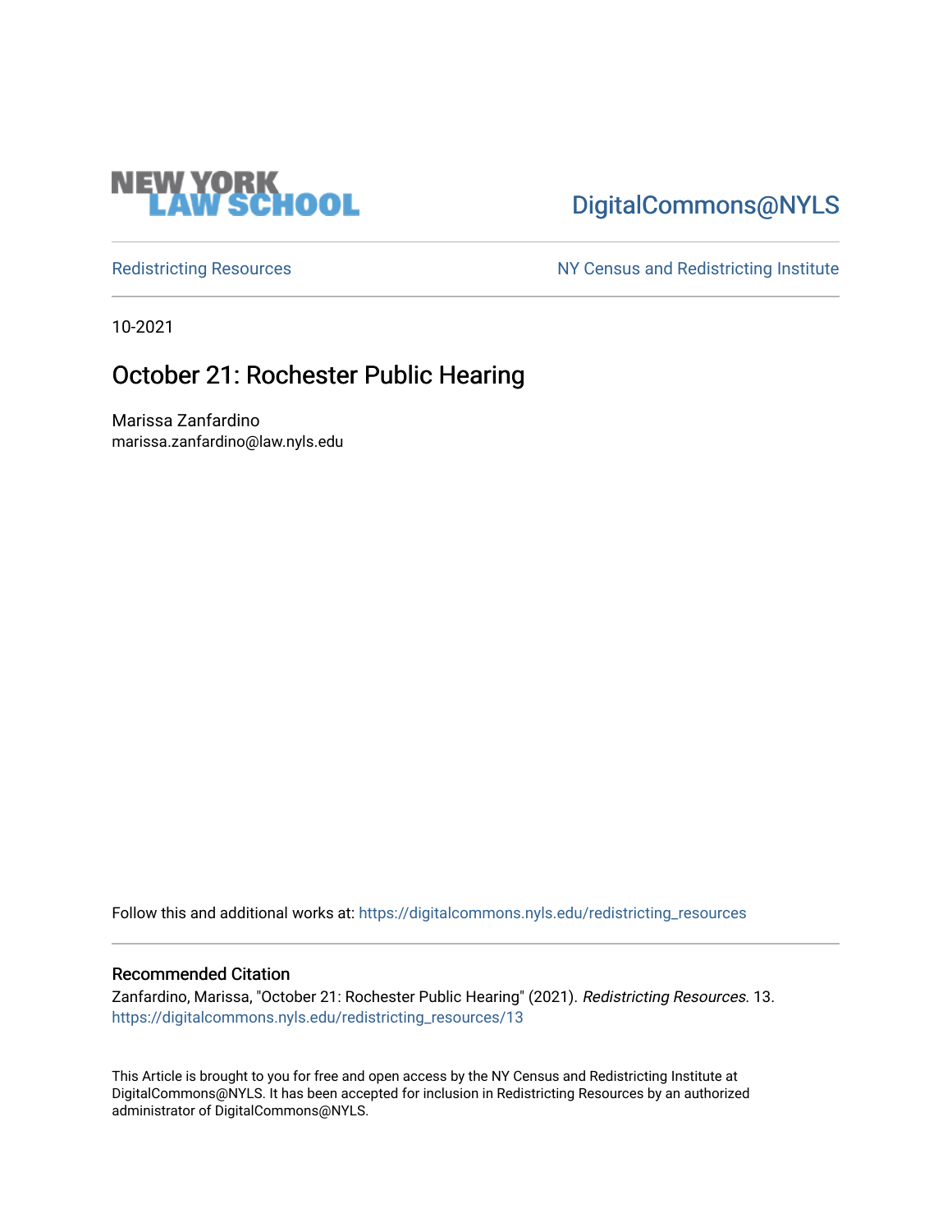NEW YORK LAW SCHOOL

DigitalCommons@NYLS

Redistricting Resources

NY Census and Redistricting Institute

10-2021

# October 21: Rochester Public Hearing

Marissa Zanfardino
marissa.zanfardino@law.nyls.edu

Follow this and additional works at: https://digitalcommons.nyls.edu/redistricting_resources

## Recommended Citation

Zanfardino, Marissa, "October 21: Rochester Public Hearing" (2021). *Redistricting Resources*. 13.
https://digitalcommons.nyls.edu/redistricting_resources/13

This Article is brought to you for free and open access by the NY Census and Redistricting Institute at DigitalCommons@NYLS. It has been accepted for inclusion in Redistricting Resources by an authorized administrator of DigitalCommons@NYLS.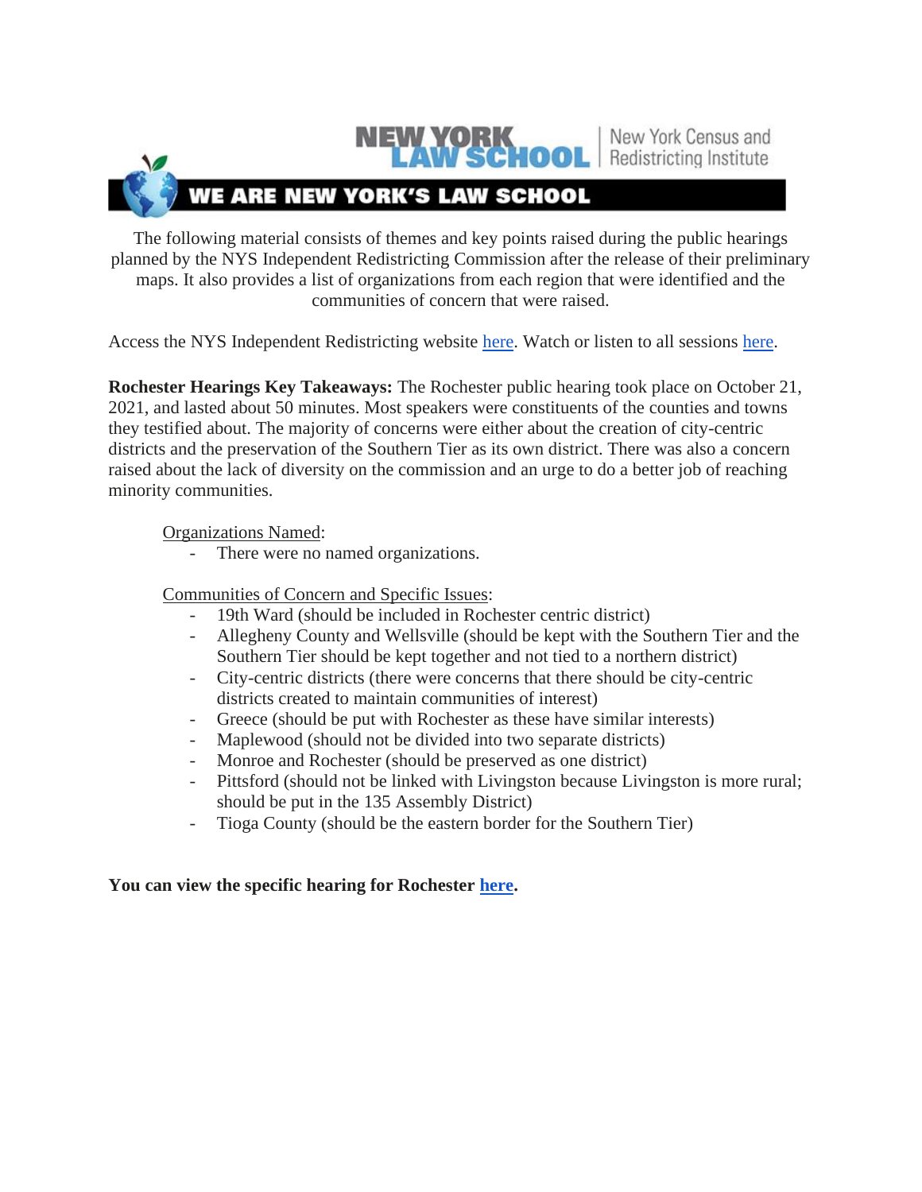The following material consists of themes and key points raised during the public hearings planned by the NYS Independent Redistricting Commission after the release of their preliminary maps. It also provides a list of organizations from each region that were identified and the communities of concern that were raised.

Access the NYS Independent Redistricting website here. Watch or listen to all sessions here.

**Rochester Hearings Key Takeaways:** The Rochester public hearing took place on October 21, 2021, and lasted about 50 minutes. Most speakers were constituents of the counties and towns they testified about. The majority of concerns were either about the creation of city-centric districts and the preservation of the Southern Tier as its own district. There was also a concern raised about the lack of diversity on the commission and an urge to do a better job of reaching minority communities.

Organizations Named:

- There were no named organizations.

Communities of Concern and Specific Issues:

- 19th Ward (should be included in Rochester centric district)
- Allegheny County and Wellsville (should be kept with the Southern Tier and the Southern Tier should be kept together and not tied to a northern district)
- City-centric districts (there were concerns that there should be city-centric districts created to maintain communities of interest)
- Greece (should be put with Rochester as these have similar interests)
- Maplewood (should not be divided into two separate districts)
- Monroe and Rochester (should be preserved as one district)
- Pittsford (should not be linked with Livingston because Livingston is more rural; should be put in the 135 Assembly District)
- Tioga County (should be the eastern border for the Southern Tier)

**You can view the specific hearing for Rochester here.**